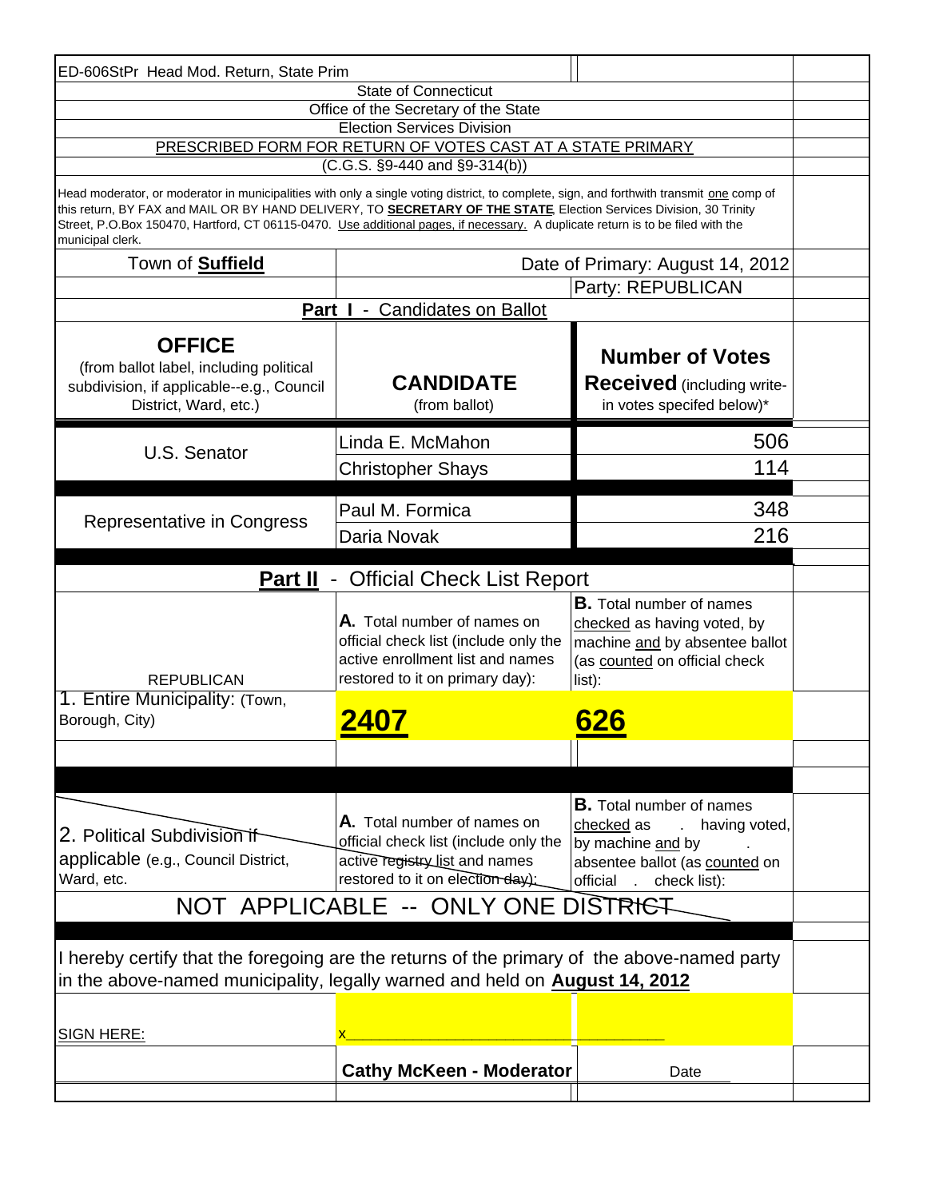ED-606StPr Head Mod. Return, State Prim

State of Connecticut
Office of the Secretary of the State
Election Services Division

PRESCRIBED FORM FOR RETURN OF VOTES CAST AT A STATE PRIMARY
(C.G.S. §9-440 and §9-314(b))

Head moderator, or moderator in municipalities with only a single voting district, to complete, sign, and forthwith transmit one comp of this return, BY FAX and MAIL OR BY HAND DELIVERY, TO **SECRETARY OF THE STATE**, Election Services Division, 30 Trinity Street, P.O.Box 150470, Hartford, CT 06115-0470. Use additional pages, if necessary. A duplicate return is to be filed with the municipal clerk.

Town of **Suffield** | Date of Primary: August 14, 2012 | Party: REPUBLICAN

## Part I - Candidates on Ballot

| **OFFICE** (from ballot label, including political subdivision, if applicable--e.g., Council District, Ward, etc.) | **CANDIDATE** (from ballot) | **Number of Votes Received** (including write-in votes specifed below)* |
|---|---|---|
| U.S. Senator | Linda E. McMahon | 506 |
| | Christopher Shays | 114 |
| Representative in Congress | Paul M. Formica | 348 |
| | Daria Novak | 216 |

## Part II - Official Check List Report

| REPUBLICAN | **A.** Total number of names on official check list (include only the active enrollment list and names restored to it on primary day): | **B.** Total number of names checked as having voted, by machine and by absentee ballot (as counted on official check list): |
|---|---|---|
| 1. Entire Municipality: (Town, Borough, City) | **2407** | **626** |

| 2. Political Subdivision if applicable (e.g., Council District, Ward, etc. | **A.** Total number of names on official check list (include only the active registry list and names restored to it on election day): | **B.** Total number of names checked as having voted, by machine and by absentee ballot (as counted on official check list): |
|---|---|---|

NOT APPLICABLE -- ONLY ONE DISTRICT

I hereby certify that the foregoing are the returns of the primary of the above-named party in the above-named municipality, legally warned and held on **August 14, 2012**

SIGN HERE: x\_\_\_\_\_\_\_\_\_\_\_\_\_\_\_\_\_\_\_\_\_\_\_\_\_\_\_\_\_\_

**Cathy McKeen - Moderator** | Date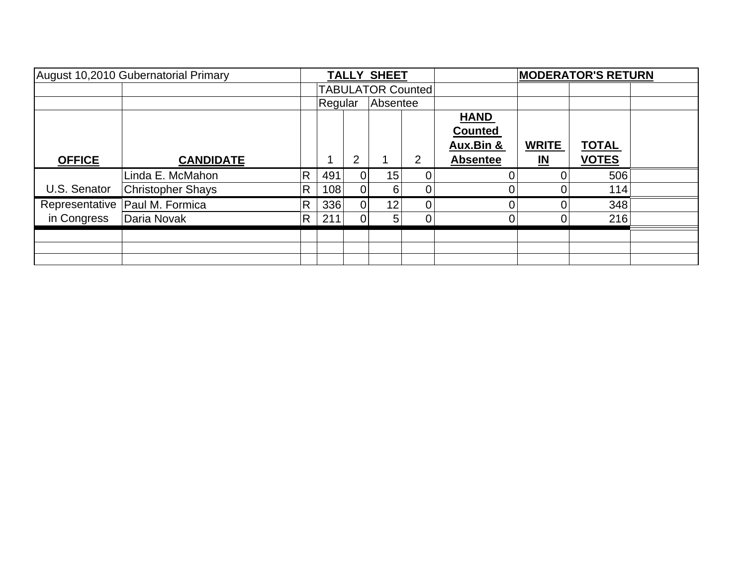| August 10,2010 Gubernatorial Primary | | | TALLY SHEET | | | | | MODERATOR'S RETURN | | |
|---|---|---|---|---|---|---|---|---|---|---|
| | | | TABULATOR Counted | | | | | | | |
| | | | Regular | | Absentee | | | | | |
| **OFFICE** | **CANDIDATE** | | 1 | 2 | 1 | 2 | **HAND Counted Aux.Bin & Absentee** | **WRITE IN** | **TOTAL VOTES** | |
| U.S. Senator | Linda E. McMahon | R | 491 | 0 | 15 | 0 | 0 | 0 | 506 | |
| | Christopher Shays | R | 108 | 0 | 6 | 0 | 0 | 0 | 114 | |
| Representative in Congress | Paul M. Formica | R | 336 | 0 | 12 | 0 | 0 | 0 | 348 | |
| | Daria Novak | R | 211 | 0 | 5 | 0 | 0 | 0 | 216 | |
| | | | | | | | | | | |
| | | | | | | | | | | |
| | | | | | | | | | | |